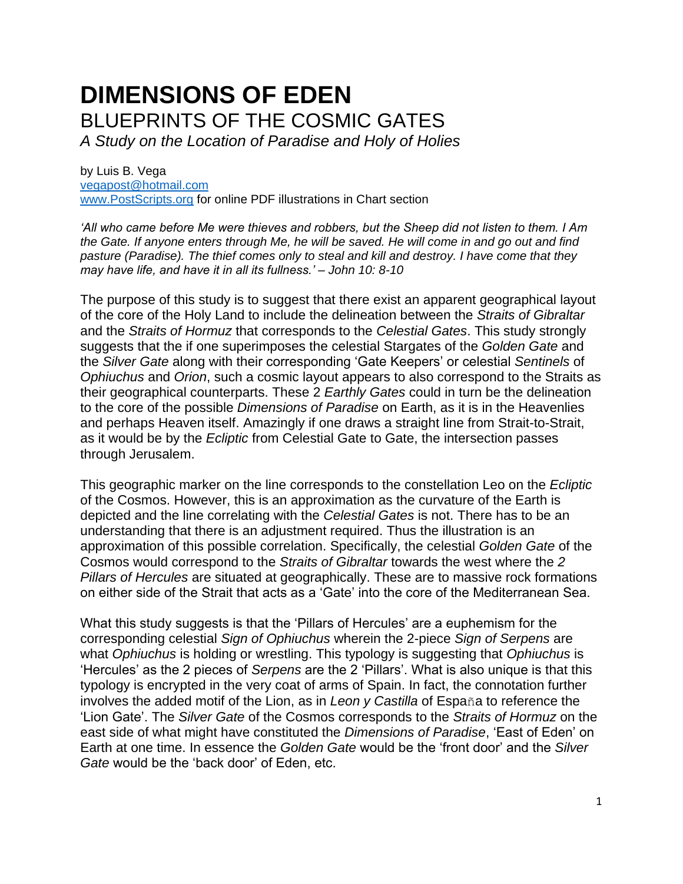# DIMENSIONS OF EDEN

## BLUEPRINTS OF THE COSMIC GATES

*A Study on the Location of Paradise and Holy of Holies*

by Luis B. Vega
vegapost@hotmail.com
www.PostScripts.org for online PDF illustrations in Chart section

*'All who came before Me were thieves and robbers, but the Sheep did not listen to them. I Am the Gate. If anyone enters through Me, he will be saved. He will come in and go out and find pasture (Paradise). The thief comes only to steal and kill and destroy. I have come that they may have life, and have it in all its fullness.' – John 10: 8-10*

The purpose of this study is to suggest that there exist an apparent geographical layout of the core of the Holy Land to include the delineation between the *Straits of Gibraltar* and the *Straits of Hormuz* that corresponds to the *Celestial Gates*. This study strongly suggests that the if one superimposes the celestial Stargates of the *Golden Gate* and the *Silver Gate* along with their corresponding 'Gate Keepers' or celestial *Sentinels* of *Ophiuchus* and *Orion*, such a cosmic layout appears to also correspond to the Straits as their geographical counterparts. These 2 *Earthly Gates* could in turn be the delineation to the core of the possible *Dimensions of Paradise* on Earth, as it is in the Heavenlies and perhaps Heaven itself. Amazingly if one draws a straight line from Strait-to-Strait, as it would be by the *Ecliptic* from Celestial Gate to Gate, the intersection passes through Jerusalem.

This geographic marker on the line corresponds to the constellation Leo on the *Ecliptic* of the Cosmos. However, this is an approximation as the curvature of the Earth is depicted and the line correlating with the *Celestial Gates* is not. There has to be an understanding that there is an adjustment required. Thus the illustration is an approximation of this possible correlation. Specifically, the celestial *Golden Gate* of the Cosmos would correspond to the *Straits of Gibraltar* towards the west where the *2 Pillars of Hercules* are situated at geographically. These are to massive rock formations on either side of the Strait that acts as a 'Gate' into the core of the Mediterranean Sea.

What this study suggests is that the 'Pillars of Hercules' are a euphemism for the corresponding celestial *Sign of Ophiuchus* wherein the 2-piece *Sign of Serpens* are what *Ophiuchus* is holding or wrestling. This typology is suggesting that *Ophiuchus* is 'Hercules' as the 2 pieces of *Serpens* are the 2 'Pillars'. What is also unique is that this typology is encrypted in the very coat of arms of Spain. In fact, the connotation further involves the added motif of the Lion, as in *Leon y Castilla* of España to reference the 'Lion Gate'. The *Silver Gate* of the Cosmos corresponds to the *Straits of Hormuz* on the east side of what might have constituted the *Dimensions of Paradise*, 'East of Eden' on Earth at one time. In essence the *Golden Gate* would be the 'front door' and the *Silver Gate* would be the 'back door' of Eden, etc.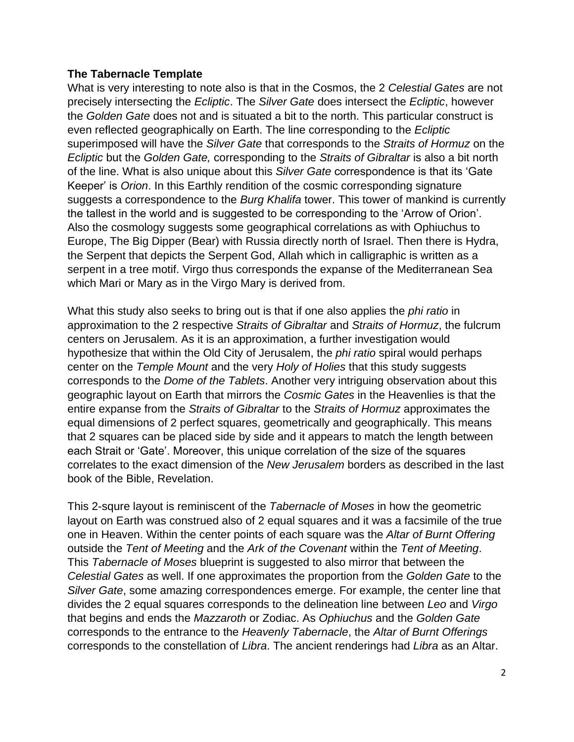**The Tabernacle Template**

What is very interesting to note also is that in the Cosmos, the 2 *Celestial Gates* are not precisely intersecting the *Ecliptic*. The *Silver Gate* does intersect the *Ecliptic*, however the *Golden Gate* does not and is situated a bit to the north. This particular construct is even reflected geographically on Earth. The line corresponding to the *Ecliptic* superimposed will have the *Silver Gate* that corresponds to the *Straits of Hormuz* on the *Ecliptic* but the *Golden Gate,* corresponding to the *Straits of Gibraltar* is also a bit north of the line. What is also unique about this *Silver Gate* correspondence is that its 'Gate Keeper' is *Orion*. In this Earthly rendition of the cosmic corresponding signature suggests a correspondence to the *Burg Khalifa* tower. This tower of mankind is currently the tallest in the world and is suggested to be corresponding to the 'Arrow of Orion'. Also the cosmology suggests some geographical correlations as with Ophiuchus to Europe, The Big Dipper (Bear) with Russia directly north of Israel. Then there is Hydra, the Serpent that depicts the Serpent God, Allah which in calligraphic is written as a serpent in a tree motif. Virgo thus corresponds the expanse of the Mediterranean Sea which Mari or Mary as in the Virgo Mary is derived from.

What this study also seeks to bring out is that if one also applies the *phi ratio* in approximation to the 2 respective *Straits of Gibraltar* and *Straits of Hormuz*, the fulcrum centers on Jerusalem. As it is an approximation, a further investigation would hypothesize that within the Old City of Jerusalem, the *phi ratio* spiral would perhaps center on the *Temple Mount* and the very *Holy of Holies* that this study suggests corresponds to the *Dome of the Tablets*. Another very intriguing observation about this geographic layout on Earth that mirrors the *Cosmic Gates* in the Heavenlies is that the entire expanse from the *Straits of Gibraltar* to the *Straits of Hormuz* approximates the equal dimensions of 2 perfect squares, geometrically and geographically. This means that 2 squares can be placed side by side and it appears to match the length between each Strait or 'Gate'. Moreover, this unique correlation of the size of the squares correlates to the exact dimension of the *New Jerusalem* borders as described in the last book of the Bible, Revelation.

This 2-squre layout is reminiscent of the *Tabernacle of Moses* in how the geometric layout on Earth was construed also of 2 equal squares and it was a facsimile of the true one in Heaven. Within the center points of each square was the *Altar of Burnt Offering* outside the *Tent of Meeting* and the *Ark of the Covenant* within the *Tent of Meeting*. This *Tabernacle of Moses* blueprint is suggested to also mirror that between the *Celestial Gates* as well. If one approximates the proportion from the *Golden Gate* to the *Silver Gate*, some amazing correspondences emerge. For example, the center line that divides the 2 equal squares corresponds to the delineation line between *Leo* and *Virgo* that begins and ends the *Mazzaroth* or Zodiac. As *Ophiuchus* and the *Golden Gate* corresponds to the entrance to the *Heavenly Tabernacle*, the *Altar of Burnt Offerings* corresponds to the constellation of *Libra*. The ancient renderings had *Libra* as an Altar.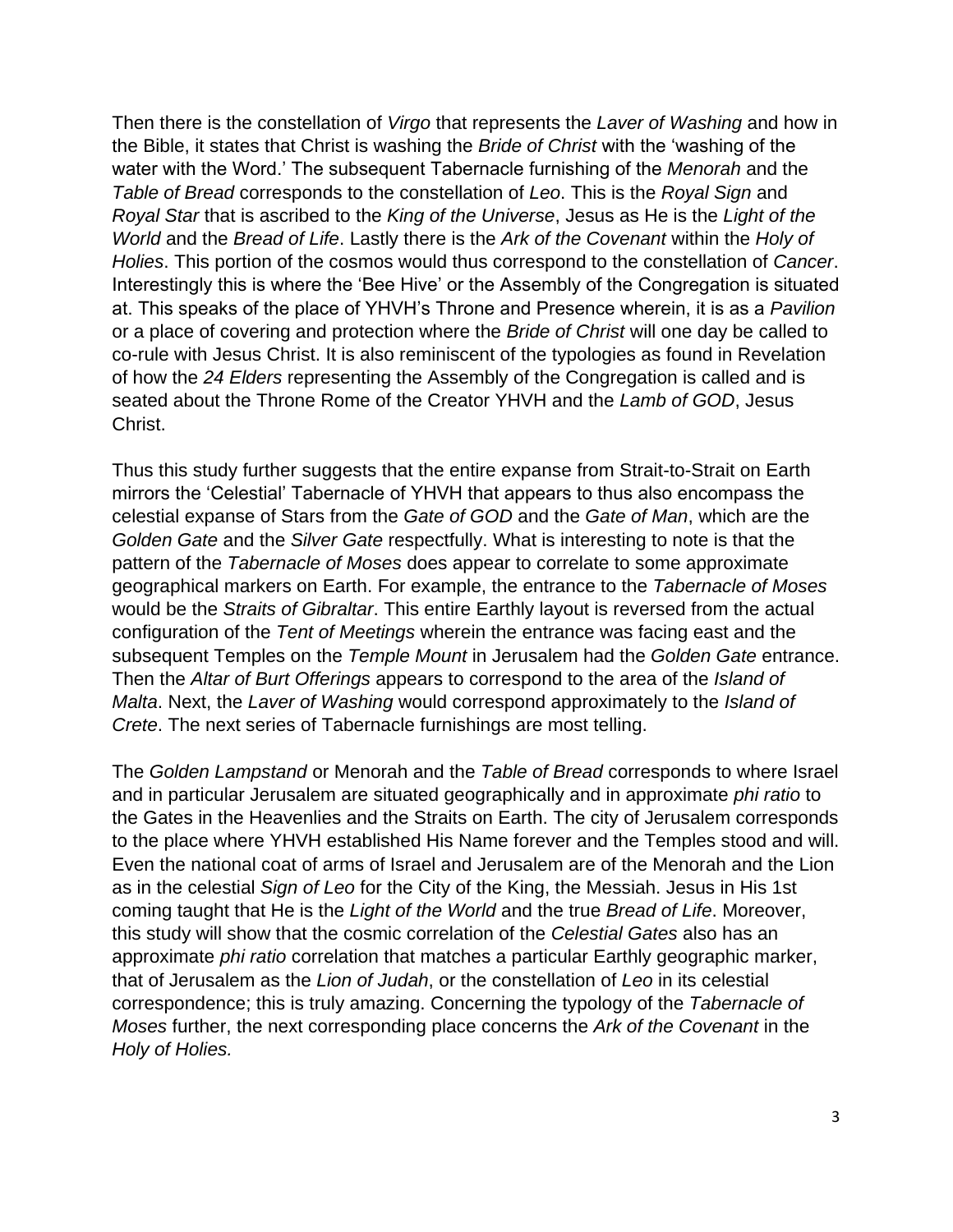Then there is the constellation of *Virgo* that represents the *Laver of Washing* and how in the Bible, it states that Christ is washing the *Bride of Christ* with the 'washing of the water with the Word.' The subsequent Tabernacle furnishing of the *Menorah* and the *Table of Bread* corresponds to the constellation of *Leo*. This is the *Royal Sign* and *Royal Star* that is ascribed to the *King of the Universe*, Jesus as He is the *Light of the World* and the *Bread of Life*. Lastly there is the *Ark of the Covenant* within the *Holy of Holies*. This portion of the cosmos would thus correspond to the constellation of *Cancer*. Interestingly this is where the 'Bee Hive' or the Assembly of the Congregation is situated at. This speaks of the place of YHVH's Throne and Presence wherein, it is as a *Pavilion* or a place of covering and protection where the *Bride of Christ* will one day be called to co-rule with Jesus Christ. It is also reminiscent of the typologies as found in Revelation of how the *24 Elders* representing the Assembly of the Congregation is called and is seated about the Throne Rome of the Creator YHVH and the *Lamb of GOD*, Jesus Christ.

Thus this study further suggests that the entire expanse from Strait-to-Strait on Earth mirrors the 'Celestial' Tabernacle of YHVH that appears to thus also encompass the celestial expanse of Stars from the *Gate of GOD* and the *Gate of Man*, which are the *Golden Gate* and the *Silver Gate* respectfully. What is interesting to note is that the pattern of the *Tabernacle of Moses* does appear to correlate to some approximate geographical markers on Earth. For example, the entrance to the *Tabernacle of Moses* would be the *Straits of Gibraltar*. This entire Earthly layout is reversed from the actual configuration of the *Tent of Meetings* wherein the entrance was facing east and the subsequent Temples on the *Temple Mount* in Jerusalem had the *Golden Gate* entrance. Then the *Altar of Burt Offerings* appears to correspond to the area of the *Island of Malta*. Next, the *Laver of Washing* would correspond approximately to the *Island of Crete*. The next series of Tabernacle furnishings are most telling.

The *Golden Lampstand* or Menorah and the *Table of Bread* corresponds to where Israel and in particular Jerusalem are situated geographically and in approximate *phi ratio* to the Gates in the Heavenlies and the Straits on Earth. The city of Jerusalem corresponds to the place where YHVH established His Name forever and the Temples stood and will. Even the national coat of arms of Israel and Jerusalem are of the Menorah and the Lion as in the celestial *Sign of Leo* for the City of the King, the Messiah. Jesus in His 1st coming taught that He is the *Light of the World* and the true *Bread of Life*. Moreover, this study will show that the cosmic correlation of the *Celestial Gates* also has an approximate *phi ratio* correlation that matches a particular Earthly geographic marker, that of Jerusalem as the *Lion of Judah*, or the constellation of *Leo* in its celestial correspondence; this is truly amazing. Concerning the typology of the *Tabernacle of Moses* further, the next corresponding place concerns the *Ark of the Covenant* in the *Holy of Holies.*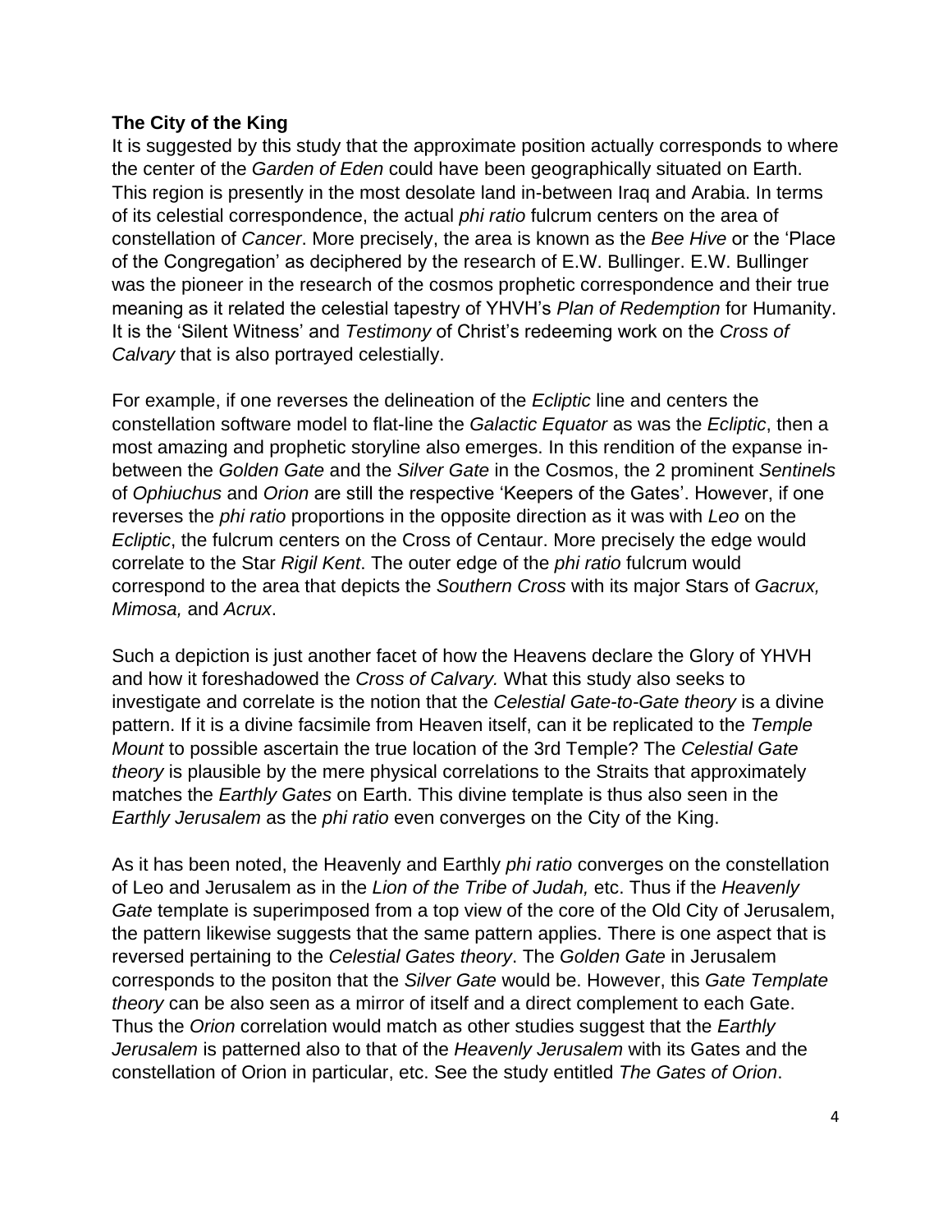**The City of the King**

It is suggested by this study that the approximate position actually corresponds to where the center of the *Garden of Eden* could have been geographically situated on Earth. This region is presently in the most desolate land in-between Iraq and Arabia. In terms of its celestial correspondence, the actual *phi ratio* fulcrum centers on the area of constellation of *Cancer*. More precisely, the area is known as the *Bee Hive* or the 'Place of the Congregation' as deciphered by the research of E.W. Bullinger. E.W. Bullinger was the pioneer in the research of the cosmos prophetic correspondence and their true meaning as it related the celestial tapestry of YHVH's *Plan of Redemption* for Humanity. It is the 'Silent Witness' and *Testimony* of Christ's redeeming work on the *Cross of Calvary* that is also portrayed celestially.

For example, if one reverses the delineation of the *Ecliptic* line and centers the constellation software model to flat-line the *Galactic Equator* as was the *Ecliptic*, then a most amazing and prophetic storyline also emerges. In this rendition of the expanse in-between the *Golden Gate* and the *Silver Gate* in the Cosmos, the 2 prominent *Sentinels* of *Ophiuchus* and *Orion* are still the respective 'Keepers of the Gates'. However, if one reverses the *phi ratio* proportions in the opposite direction as it was with *Leo* on the *Ecliptic*, the fulcrum centers on the Cross of Centaur. More precisely the edge would correlate to the Star *Rigil Kent*. The outer edge of the *phi ratio* fulcrum would correspond to the area that depicts the *Southern Cross* with its major Stars of *Gacrux, Mimosa,* and *Acrux*.

Such a depiction is just another facet of how the Heavens declare the Glory of YHVH and how it foreshadowed the *Cross of Calvary.* What this study also seeks to investigate and correlate is the notion that the *Celestial Gate-to-Gate theory* is a divine pattern. If it is a divine facsimile from Heaven itself, can it be replicated to the *Temple Mount* to possible ascertain the true location of the 3rd Temple? The *Celestial Gate theory* is plausible by the mere physical correlations to the Straits that approximately matches the *Earthly Gates* on Earth. This divine template is thus also seen in the *Earthly Jerusalem* as the *phi ratio* even converges on the City of the King.

As it has been noted, the Heavenly and Earthly *phi ratio* converges on the constellation of Leo and Jerusalem as in the *Lion of the Tribe of Judah,* etc. Thus if the *Heavenly Gate* template is superimposed from a top view of the core of the Old City of Jerusalem, the pattern likewise suggests that the same pattern applies. There is one aspect that is reversed pertaining to the *Celestial Gates theory*. The *Golden Gate* in Jerusalem corresponds to the positon that the *Silver Gate* would be. However, this *Gate Template theory* can be also seen as a mirror of itself and a direct complement to each Gate. Thus the *Orion* correlation would match as other studies suggest that the *Earthly Jerusalem* is patterned also to that of the *Heavenly Jerusalem* with its Gates and the constellation of Orion in particular, etc. See the study entitled *The Gates of Orion*.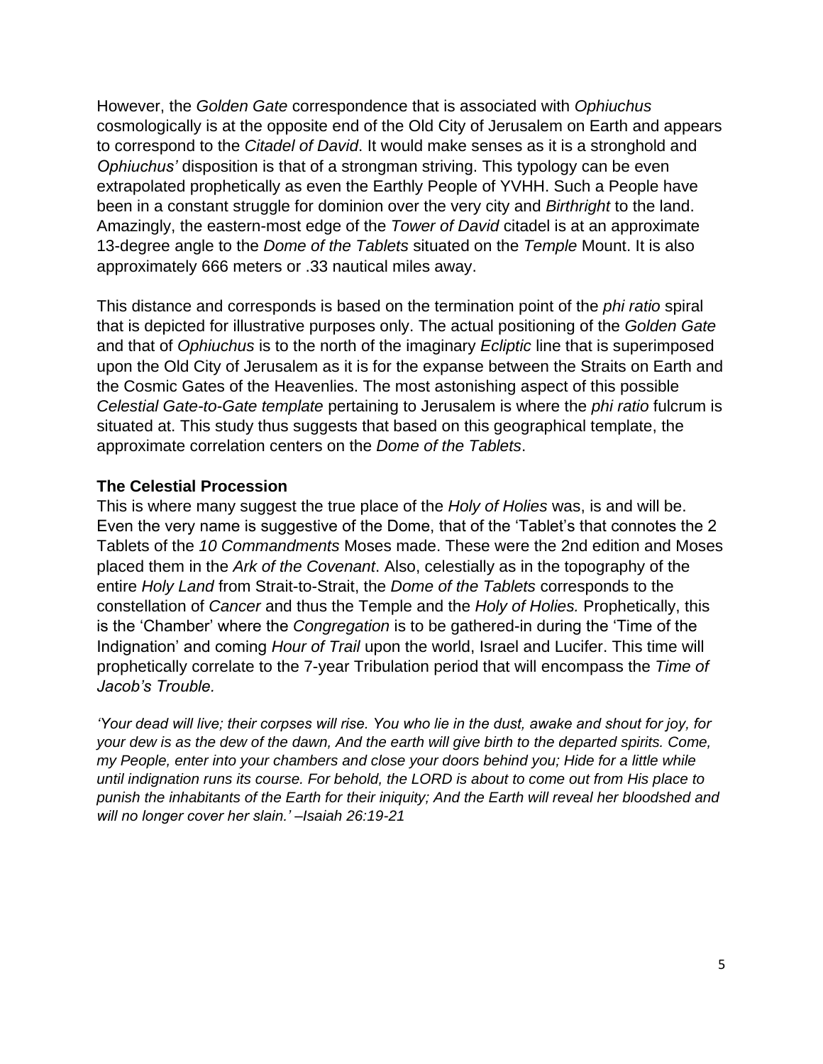However, the *Golden Gate* correspondence that is associated with *Ophiuchus* cosmologically is at the opposite end of the Old City of Jerusalem on Earth and appears to correspond to the *Citadel of David*. It would make senses as it is a stronghold and *Ophiuchus'* disposition is that of a strongman striving. This typology can be even extrapolated prophetically as even the Earthly People of YVHH. Such a People have been in a constant struggle for dominion over the very city and *Birthright* to the land. Amazingly, the eastern-most edge of the *Tower of David* citadel is at an approximate 13-degree angle to the *Dome of the Tablets* situated on the *Temple* Mount. It is also approximately 666 meters or .33 nautical miles away.

This distance and corresponds is based on the termination point of the *phi ratio* spiral that is depicted for illustrative purposes only. The actual positioning of the *Golden Gate* and that of *Ophiuchus* is to the north of the imaginary *Ecliptic* line that is superimposed upon the Old City of Jerusalem as it is for the expanse between the Straits on Earth and the Cosmic Gates of the Heavenlies. The most astonishing aspect of this possible *Celestial Gate-to-Gate template* pertaining to Jerusalem is where the *phi ratio* fulcrum is situated at. This study thus suggests that based on this geographical template, the approximate correlation centers on the *Dome of the Tablets*.

**The Celestial Procession**

This is where many suggest the true place of the *Holy of Holies* was, is and will be. Even the very name is suggestive of the Dome, that of the 'Tablet's that connotes the 2 Tablets of the *10 Commandments* Moses made. These were the 2nd edition and Moses placed them in the *Ark of the Covenant*. Also, celestially as in the topography of the entire *Holy Land* from Strait-to-Strait, the *Dome of the Tablets* corresponds to the constellation of *Cancer* and thus the Temple and the *Holy of Holies.* Prophetically, this is the 'Chamber' where the *Congregation* is to be gathered-in during the 'Time of the Indignation' and coming *Hour of Trail* upon the world, Israel and Lucifer. This time will prophetically correlate to the 7-year Tribulation period that will encompass the *Time of Jacob's Trouble.*

*'Your dead will live; their corpses will rise. You who lie in the dust, awake and shout for joy, for your dew is as the dew of the dawn, And the earth will give birth to the departed spirits. Come, my People, enter into your chambers and close your doors behind you; Hide for a little while until indignation runs its course. For behold, the LORD is about to come out from His place to punish the inhabitants of the Earth for their iniquity; And the Earth will reveal her bloodshed and will no longer cover her slain.' –Isaiah 26:19-21*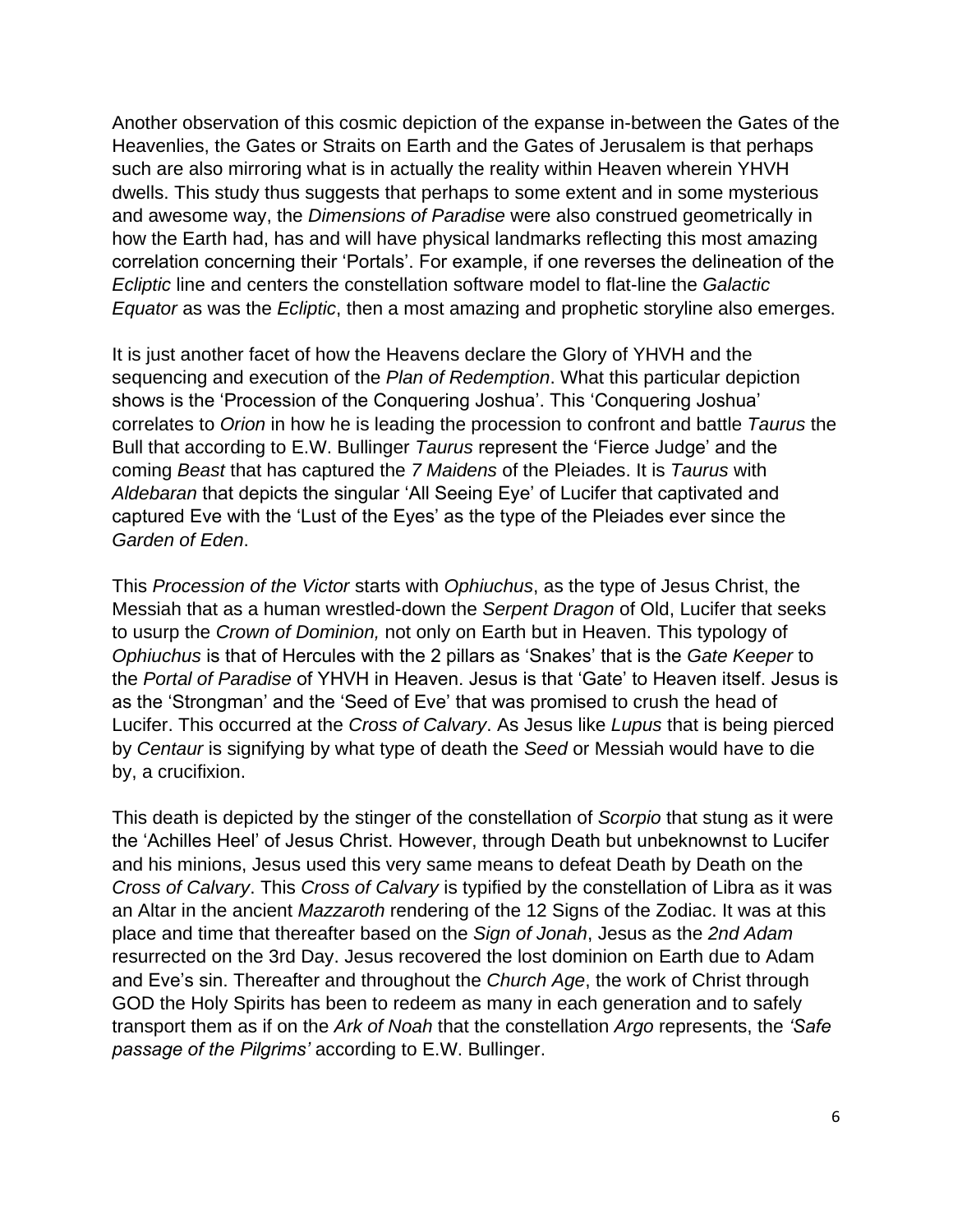Another observation of this cosmic depiction of the expanse in-between the Gates of the Heavenlies, the Gates or Straits on Earth and the Gates of Jerusalem is that perhaps such are also mirroring what is in actually the reality within Heaven wherein YHVH dwells. This study thus suggests that perhaps to some extent and in some mysterious and awesome way, the *Dimensions of Paradise* were also construed geometrically in how the Earth had, has and will have physical landmarks reflecting this most amazing correlation concerning their 'Portals'. For example, if one reverses the delineation of the *Ecliptic* line and centers the constellation software model to flat-line the *Galactic Equator* as was the *Ecliptic*, then a most amazing and prophetic storyline also emerges.

It is just another facet of how the Heavens declare the Glory of YHVH and the sequencing and execution of the *Plan of Redemption*. What this particular depiction shows is the 'Procession of the Conquering Joshua'. This 'Conquering Joshua' correlates to *Orion* in how he is leading the procession to confront and battle *Taurus* the Bull that according to E.W. Bullinger *Taurus* represent the 'Fierce Judge' and the coming *Beast* that has captured the *7 Maidens* of the Pleiades. It is *Taurus* with *Aldebaran* that depicts the singular 'All Seeing Eye' of Lucifer that captivated and captured Eve with the 'Lust of the Eyes' as the type of the Pleiades ever since the *Garden of Eden*.

This *Procession of the Victor* starts with *Ophiuchus*, as the type of Jesus Christ, the Messiah that as a human wrestled-down the *Serpent Dragon* of Old, Lucifer that seeks to usurp the *Crown of Dominion,* not only on Earth but in Heaven. This typology of *Ophiuchus* is that of Hercules with the 2 pillars as 'Snakes' that is the *Gate Keeper* to the *Portal of Paradise* of YHVH in Heaven. Jesus is that 'Gate' to Heaven itself. Jesus is as the 'Strongman' and the 'Seed of Eve' that was promised to crush the head of Lucifer. This occurred at the *Cross of Calvary*. As Jesus like *Lupus* that is being pierced by *Centaur* is signifying by what type of death the *Seed* or Messiah would have to die by, a crucifixion.

This death is depicted by the stinger of the constellation of *Scorpio* that stung as it were the 'Achilles Heel' of Jesus Christ. However, through Death but unbeknownst to Lucifer and his minions, Jesus used this very same means to defeat Death by Death on the *Cross of Calvary*. This *Cross of Calvary* is typified by the constellation of Libra as it was an Altar in the ancient *Mazzaroth* rendering of the 12 Signs of the Zodiac. It was at this place and time that thereafter based on the *Sign of Jonah*, Jesus as the *2nd Adam* resurrected on the 3rd Day. Jesus recovered the lost dominion on Earth due to Adam and Eve's sin. Thereafter and throughout the *Church Age*, the work of Christ through GOD the Holy Spirits has been to redeem as many in each generation and to safely transport them as if on the *Ark of Noah* that the constellation *Argo* represents, the *'Safe passage of the Pilgrims'* according to E.W. Bullinger.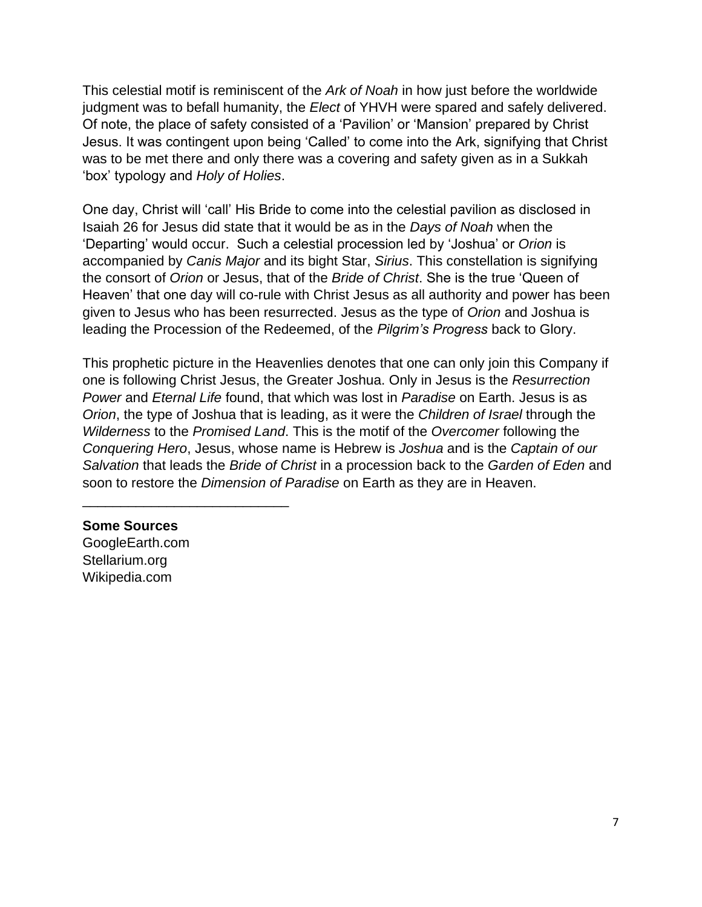This celestial motif is reminiscent of the *Ark of Noah* in how just before the worldwide judgment was to befall humanity, the *Elect* of YHVH were spared and safely delivered. Of note, the place of safety consisted of a 'Pavilion' or 'Mansion' prepared by Christ Jesus. It was contingent upon being 'Called' to come into the Ark, signifying that Christ was to be met there and only there was a covering and safety given as in a Sukkah 'box' typology and *Holy of Holies*.

One day, Christ will 'call' His Bride to come into the celestial pavilion as disclosed in Isaiah 26 for Jesus did state that it would be as in the *Days of Noah* when the 'Departing' would occur. Such a celestial procession led by 'Joshua' or *Orion* is accompanied by *Canis Major* and its bight Star, *Sirius*. This constellation is signifying the consort of *Orion* or Jesus, that of the *Bride of Christ*. She is the true 'Queen of Heaven' that one day will co-rule with Christ Jesus as all authority and power has been given to Jesus who has been resurrected. Jesus as the type of *Orion* and Joshua is leading the Procession of the Redeemed, of the *Pilgrim's Progress* back to Glory.

This prophetic picture in the Heavenlies denotes that one can only join this Company if one is following Christ Jesus, the Greater Joshua. Only in Jesus is the *Resurrection Power* and *Eternal Life* found, that which was lost in *Paradise* on Earth. Jesus is as *Orion*, the type of Joshua that is leading, as it were the *Children of Israel* through the *Wilderness* to the *Promised Land*. This is the motif of the *Overcomer* following the *Conquering Hero*, Jesus, whose name is Hebrew is *Joshua* and is the *Captain of our Salvation* that leads the *Bride of Christ* in a procession back to the *Garden of Eden* and soon to restore the *Dimension of Paradise* on Earth as they are in Heaven.

---

**Some Sources**
GoogleEarth.com
Stellarium.org
Wikipedia.com